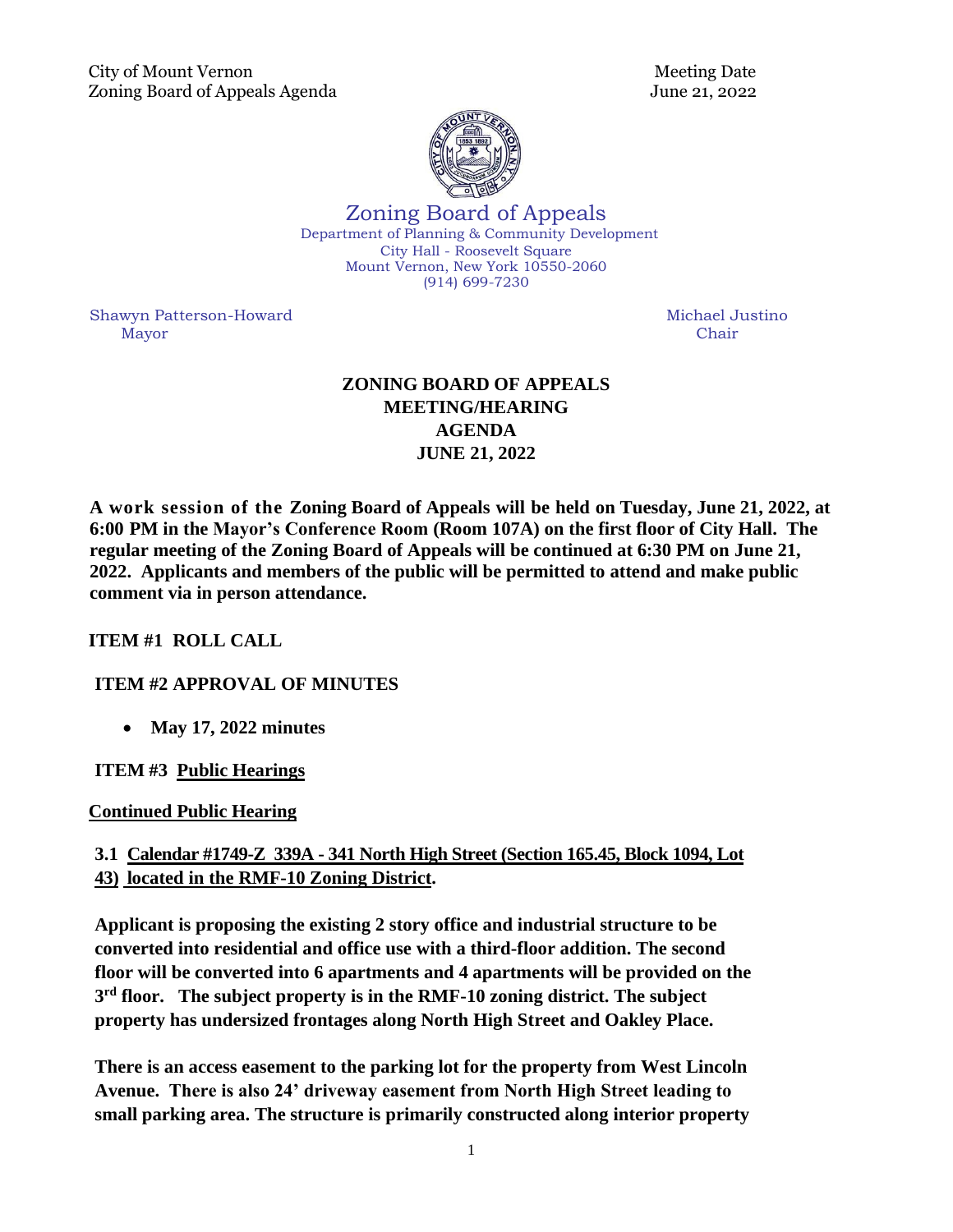City of Mount Vernon
Zoning Board of Appeals Agenda

Meeting Date
June 21, 2022

Zoning Board of Appeals
Department of Planning & Community Development
City Hall - Roosevelt Square
Mount Vernon, New York 10550-2060
(914) 699-7230

Shawyn Patterson-Howard
Mayor

Michael Justino
Chair

# ZONING BOARD OF APPEALS MEETING/HEARING AGENDA JUNE 21, 2022

**A work session of the Zoning Board of Appeals will be held on Tuesday, June 21, 2022, at 6:00 PM in the Mayor's Conference Room (Room 107A) on the first floor of City Hall. The regular meeting of the Zoning Board of Appeals will be continued at 6:30 PM on June 21, 2022. Applicants and members of the public will be permitted to attend and make public comment via in person attendance.**

**ITEM #1 ROLL CALL**

**ITEM #2 APPROVAL OF MINUTES**

- **May 17, 2022 minutes**

**ITEM #3 Public Hearings**

**Continued Public Hearing**

**3.1 Calendar #1749-Z 339A - 341 North High Street (Section 165.45, Block 1094, Lot 43) located in the RMF-10 Zoning District.**

**Applicant is proposing the existing 2 story office and industrial structure to be converted into residential and office use with a third-floor addition. The second floor will be converted into 6 apartments and 4 apartments will be provided on the 3rd floor. The subject property is in the RMF-10 zoning district. The subject property has undersized frontages along North High Street and Oakley Place.**

**There is an access easement to the parking lot for the property from West Lincoln Avenue. There is also 24' driveway easement from North High Street leading to small parking area. The structure is primarily constructed along interior property**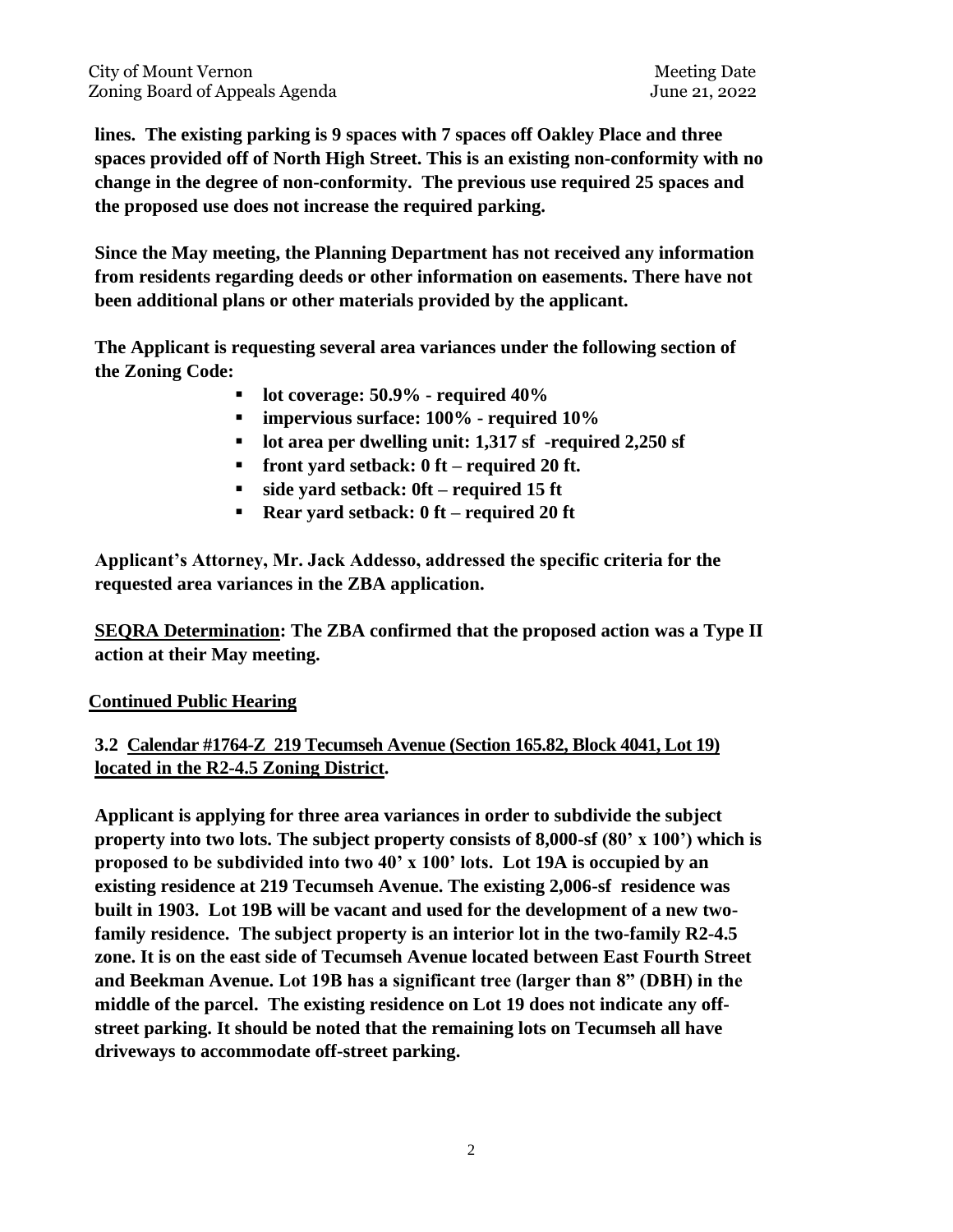**lines. The existing parking is 9 spaces with 7 spaces off Oakley Place and three spaces provided off of North High Street. This is an existing non-conformity with no change in the degree of non-conformity. The previous use required 25 spaces and the proposed use does not increase the required parking.**

**Since the May meeting, the Planning Department has not received any information from residents regarding deeds or other information on easements. There have not been additional plans or other materials provided by the applicant.**

**The Applicant is requesting several area variances under the following section of the Zoning Code:**

- **lot coverage: 50.9% - required 40%**
- **impervious surface: 100% - required 10%**
- **lot area per dwelling unit: 1,317 sf -required 2,250 sf**
- **front yard setback: 0 ft – required 20 ft.**
- **side yard setback: 0ft – required 15 ft**
- **Rear yard setback: 0 ft – required 20 ft**

**Applicant's Attorney, Mr. Jack Addesso, addressed the specific criteria for the requested area variances in the ZBA application.**

**<u>SEQRA Determination</u>: The ZBA confirmed that the proposed action was a Type II action at their May meeting.**

**<u>Continued Public Hearing</u>**

**<u>3.2 Calendar #1764-Z 219 Tecumseh Avenue (Section 165.82, Block 4041, Lot 19) located in the R2-4.5 Zoning District</u>.**

**Applicant is applying for three area variances in order to subdivide the subject property into two lots. The subject property consists of 8,000-sf (80' x 100') which is proposed to be subdivided into two 40' x 100' lots. Lot 19A is occupied by an existing residence at 219 Tecumseh Avenue. The existing 2,006-sf residence was built in 1903. Lot 19B will be vacant and used for the development of a new two-family residence. The subject property is an interior lot in the two-family R2-4.5 zone. It is on the east side of Tecumseh Avenue located between East Fourth Street and Beekman Avenue. Lot 19B has a significant tree (larger than 8" (DBH) in the middle of the parcel. The existing residence on Lot 19 does not indicate any off-street parking. It should be noted that the remaining lots on Tecumseh all have driveways to accommodate off-street parking.**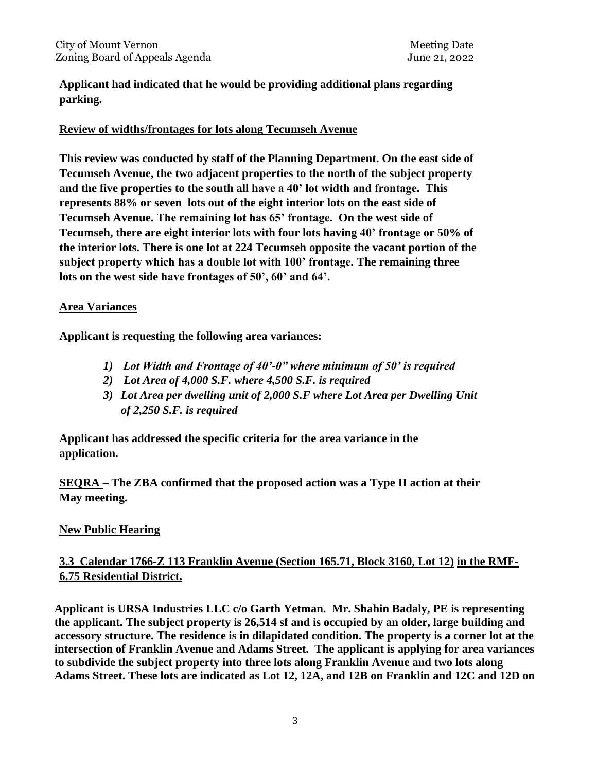**Applicant had indicated that he would be providing additional plans regarding parking.**

**<u>Review of widths/frontages for lots along Tecumseh Avenue</u>**

**This review was conducted by staff of the Planning Department. On the east side of Tecumseh Avenue, the two adjacent properties to the north of the subject property and the five properties to the south all have a 40' lot width and frontage. This represents 88% or seven lots out of the eight interior lots on the east side of Tecumseh Avenue. The remaining lot has 65' frontage. On the west side of Tecumseh, there are eight interior lots with four lots having 40' frontage or 50% of the interior lots. There is one lot at 224 Tecumseh opposite the vacant portion of the subject property which has a double lot with 100' frontage. The remaining three lots on the west side have frontages of 50', 60' and 64'.**

**<u>Area Variances</u>**

**Applicant is requesting the following area variances:**

1) ***Lot Width and Frontage of 40'-0" where minimum of 50' is required***
2) ***Lot Area of 4,000 S.F. where 4,500 S.F. is required***
3) ***Lot Area per dwelling unit of 2,000 S.F where Lot Area per Dwelling Unit of 2,250 S.F. is required***

**Applicant has addressed the specific criteria for the area variance in the application.**

**<u>SEQRA</u> – The ZBA confirmed that the proposed action was a Type II action at their May meeting.**

**<u>New Public Hearing</u>**

**<u>3.3 Calendar 1766-Z 113 Franklin Avenue (Section 165.71, Block 3160, Lot 12) in the RMF-6.75 Residential District.</u>**

**Applicant is URSA Industries LLC c/o Garth Yetman. Mr. Shahin Badaly, PE is representing the applicant. The subject property is 26,514 sf and is occupied by an older, large building and accessory structure. The residence is in dilapidated condition. The property is a corner lot at the intersection of Franklin Avenue and Adams Street. The applicant is applying for area variances to subdivide the subject property into three lots along Franklin Avenue and two lots along Adams Street. These lots are indicated as Lot 12, 12A, and 12B on Franklin and 12C and 12D on**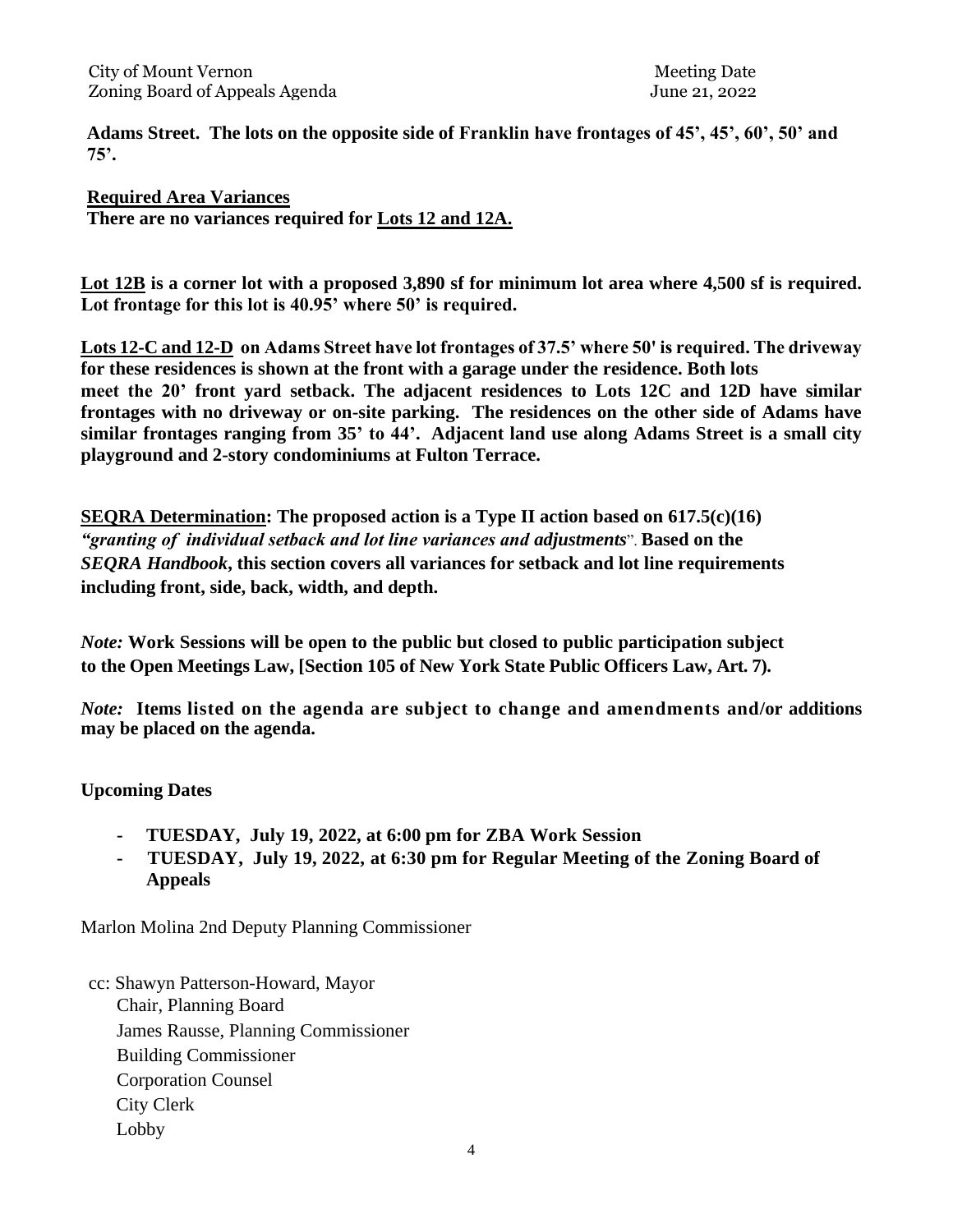**Adams Street. The lots on the opposite side of Franklin have frontages of 45', 45', 60', 50' and 75'.**

**Required Area Variances**

**There are no variances required for Lots 12 and 12A.**

**Lot 12B is a corner lot with a proposed 3,890 sf for minimum lot area where 4,500 sf is required. Lot frontage for this lot is 40.95' where 50' is required.**

**Lots 12-C and 12-D on Adams Street have lot frontages of 37.5' where 50' is required. The driveway for these residences is shown at the front with a garage under the residence. Both lots meet the 20' front yard setback. The adjacent residences to Lots 12C and 12D have similar frontages with no driveway or on-site parking. The residences on the other side of Adams have similar frontages ranging from 35' to 44'. Adjacent land use along Adams Street is a small city playground and 2-story condominiums at Fulton Terrace.**

**SEQRA Determination: The proposed action is a Type II action based on 617.5(c)(16)** ***"granting of individual setback and lot line variances and adjustments"*. Based on the *SEQRA Handbook*, this section covers all variances for setback and lot line requirements including front, side, back, width, and depth.**

*Note:* **Work Sessions will be open to the public but closed to public participation subject to the Open Meetings Law, [Section 105 of New York State Public Officers Law, Art. 7).**

*Note:* **Items listed on the agenda are subject to change and amendments and/or additions may be placed on the agenda.**

**Upcoming Dates**

- **TUESDAY, July 19, 2022, at 6:00 pm for ZBA Work Session**
- **TUESDAY, July 19, 2022, at 6:30 pm for Regular Meeting of the Zoning Board of Appeals**

Marlon Molina 2nd Deputy Planning Commissioner

cc: Shawyn Patterson-Howard, Mayor
Chair, Planning Board
James Rausse, Planning Commissioner
Building Commissioner
Corporation Counsel
City Clerk
Lobby